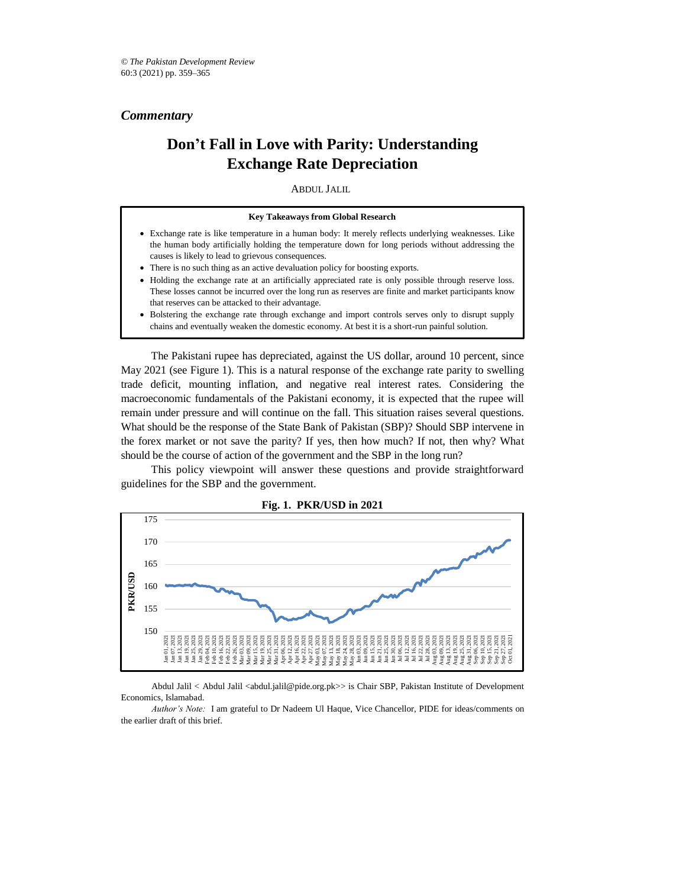*Commentary*

# Don't Fall in Love with Parity: Understanding Exchange Rate Depreciation

ABDUL JALIL

**Key Takeaways from Global Research**

- Exchange rate is like temperature in a human body: It merely reflects underlying weaknesses. Like the human body artificially holding the temperature down for long periods without addressing the causes is likely to lead to grievous consequences.
- There is no such thing as an active devaluation policy for boosting exports.
- Holding the exchange rate at an artificially appreciated rate is only possible through reserve loss. These losses cannot be incurred over the long run as reserves are finite and market participants know that reserves can be attacked to their advantage.
- Bolstering the exchange rate through exchange and import controls serves only to disrupt supply chains and eventually weaken the domestic economy. At best it is a short-run painful solution.

The Pakistani rupee has depreciated, against the US dollar, around 10 percent, since May 2021 (see Figure 1). This is a natural response of the exchange rate parity to swelling trade deficit, mounting inflation, and negative real interest rates. Considering the macroeconomic fundamentals of the Pakistani economy, it is expected that the rupee will remain under pressure and will continue on the fall. This situation raises several questions. What should be the response of the State Bank of Pakistan (SBP)? Should SBP intervene in the forex market or not save the parity? If yes, then how much? If not, then why? What should be the course of action of the government and the SBP in the long run?

This policy viewpoint will answer these questions and provide straightforward guidelines for the SBP and the government.

**Fig. 1. PKR/USD in 2021**

Abdul Jalil < Abdul Jalil <abdul.jalil@pide.org.pk>> is Chair SBP, Pakistan Institute of Development Economics, Islamabad.

*Author's Note:* I am grateful to Dr Nadeem Ul Haque, Vice Chancellor, PIDE for ideas/comments on the earlier draft of this brief.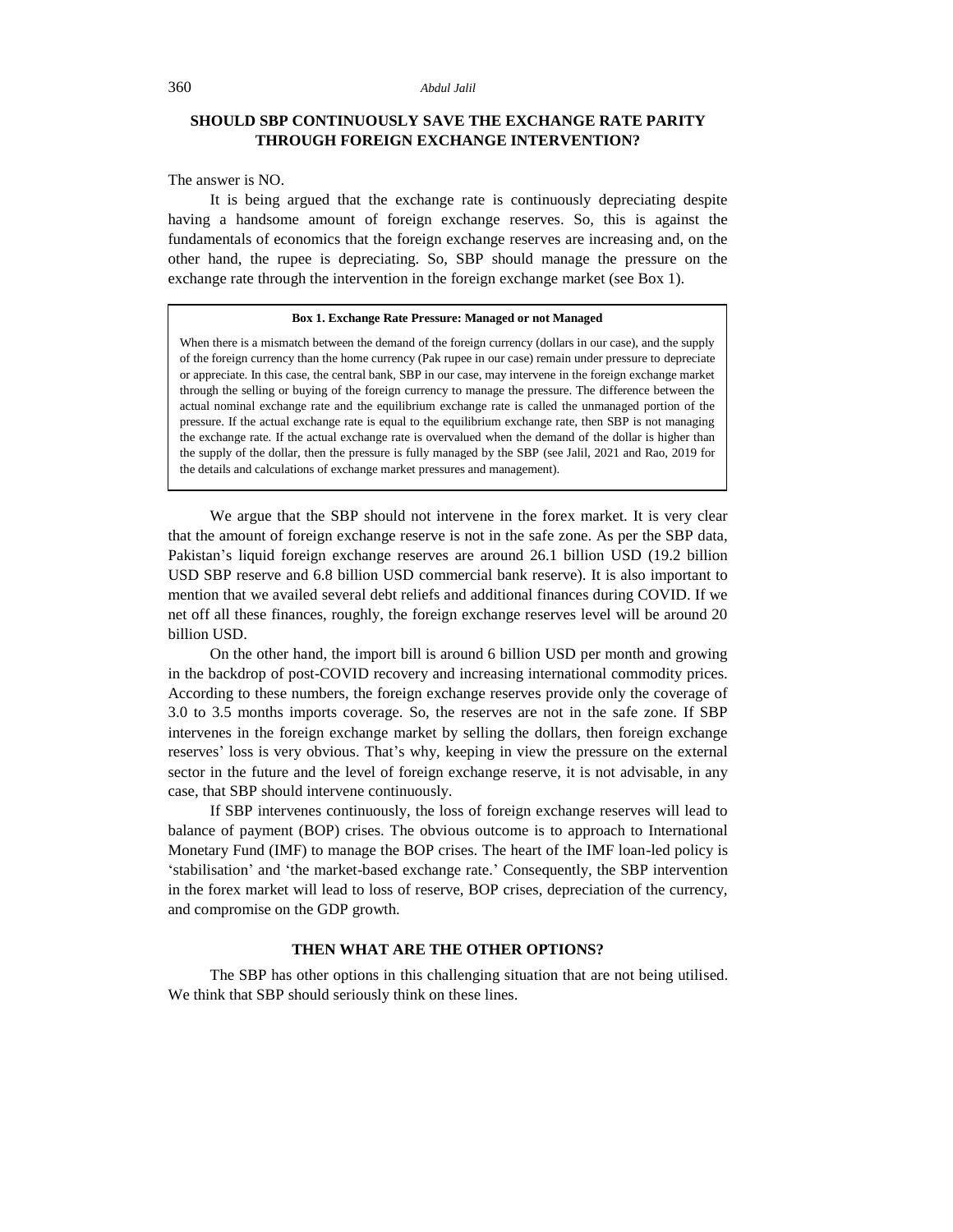## SHOULD SBP CONTINUOUSLY SAVE THE EXCHANGE RATE PARITY THROUGH FOREIGN EXCHANGE INTERVENTION?

The answer is NO.

It is being argued that the exchange rate is continuously depreciating despite having a handsome amount of foreign exchange reserves. So, this is against the fundamentals of economics that the foreign exchange reserves are increasing and, on the other hand, the rupee is depreciating. So, SBP should manage the pressure on the exchange rate through the intervention in the foreign exchange market (see Box 1).

> **Box 1. Exchange Rate Pressure: Managed or not Managed**
>
> When there is a mismatch between the demand of the foreign currency (dollars in our case), and the supply of the foreign currency than the home currency (Pak rupee in our case) remain under pressure to depreciate or appreciate. In this case, the central bank, SBP in our case, may intervene in the foreign exchange market through the selling or buying of the foreign currency to manage the pressure. The difference between the actual nominal exchange rate and the equilibrium exchange rate is called the unmanaged portion of the pressure. If the actual exchange rate is equal to the equilibrium exchange rate, then SBP is not managing the exchange rate. If the actual exchange rate is overvalued when the demand of the dollar is higher than the supply of the dollar, then the pressure is fully managed by the SBP (see Jalil, 2021 and Rao, 2019 for the details and calculations of exchange market pressures and management).

We argue that the SBP should not intervene in the forex market. It is very clear that the amount of foreign exchange reserve is not in the safe zone. As per the SBP data, Pakistan's liquid foreign exchange reserves are around 26.1 billion USD (19.2 billion USD SBP reserve and 6.8 billion USD commercial bank reserve). It is also important to mention that we availed several debt reliefs and additional finances during COVID. If we net off all these finances, roughly, the foreign exchange reserves level will be around 20 billion USD.

On the other hand, the import bill is around 6 billion USD per month and growing in the backdrop of post-COVID recovery and increasing international commodity prices. According to these numbers, the foreign exchange reserves provide only the coverage of 3.0 to 3.5 months imports coverage. So, the reserves are not in the safe zone. If SBP intervenes in the foreign exchange market by selling the dollars, then foreign exchange reserves' loss is very obvious. That's why, keeping in view the pressure on the external sector in the future and the level of foreign exchange reserve, it is not advisable, in any case, that SBP should intervene continuously.

If SBP intervenes continuously, the loss of foreign exchange reserves will lead to balance of payment (BOP) crises. The obvious outcome is to approach to International Monetary Fund (IMF) to manage the BOP crises. The heart of the IMF loan-led policy is 'stabilisation' and 'the market-based exchange rate.' Consequently, the SBP intervention in the forex market will lead to loss of reserve, BOP crises, depreciation of the currency, and compromise on the GDP growth.

## THEN WHAT ARE THE OTHER OPTIONS?

The SBP has other options in this challenging situation that are not being utilised. We think that SBP should seriously think on these lines.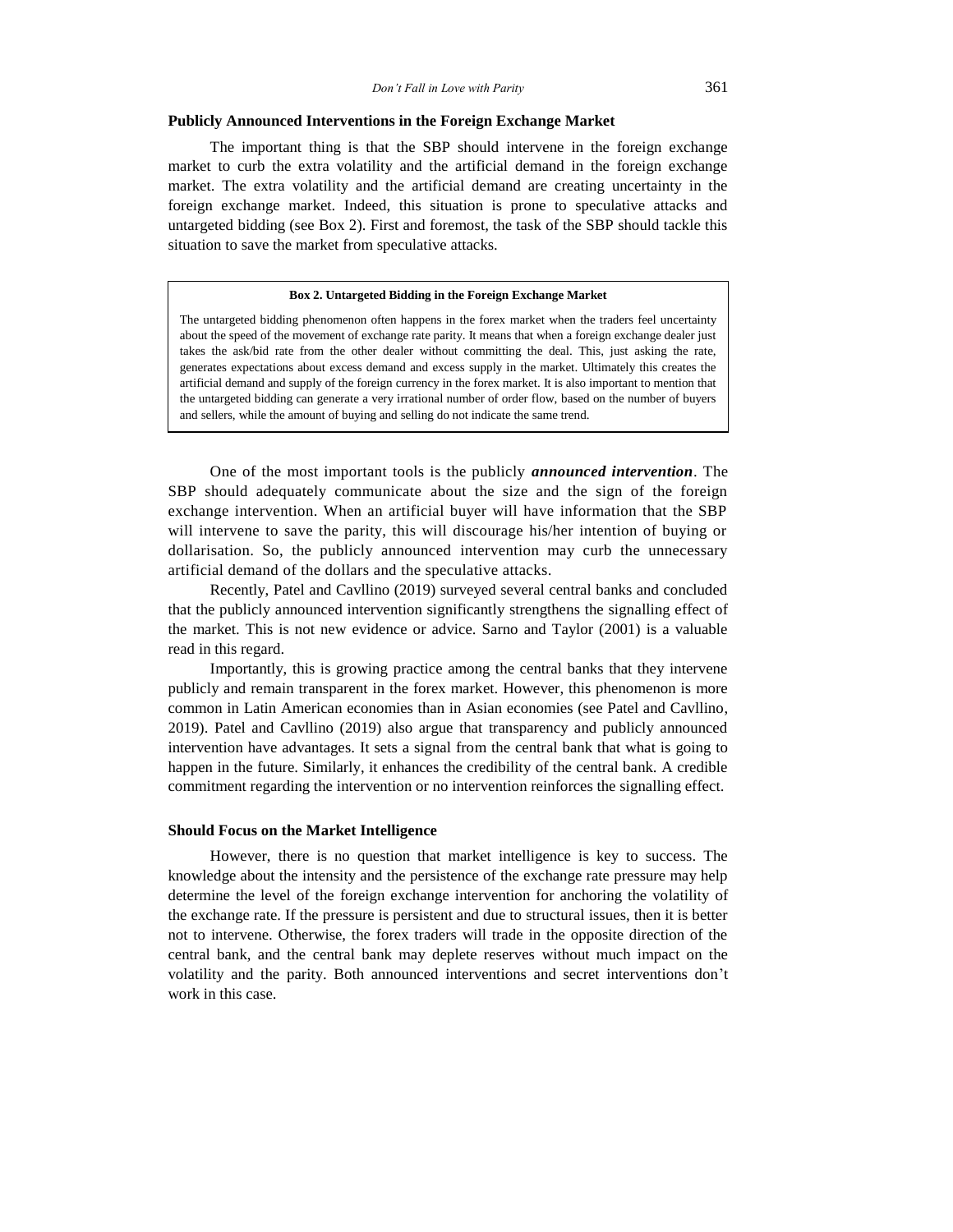### Publicly Announced Interventions in the Foreign Exchange Market

The important thing is that the SBP should intervene in the foreign exchange market to curb the extra volatility and the artificial demand in the foreign exchange market. The extra volatility and the artificial demand are creating uncertainty in the foreign exchange market. Indeed, this situation is prone to speculative attacks and untargeted bidding (see Box 2). First and foremost, the task of the SBP should tackle this situation to save the market from speculative attacks.

> **Box 2. Untargeted Bidding in the Foreign Exchange Market**
>
> The untargeted bidding phenomenon often happens in the forex market when the traders feel uncertainty about the speed of the movement of exchange rate parity. It means that when a foreign exchange dealer just takes the ask/bid rate from the other dealer without committing the deal. This, just asking the rate, generates expectations about excess demand and excess supply in the market. Ultimately this creates the artificial demand and supply of the foreign currency in the forex market. It is also important to mention that the untargeted bidding can generate a very irrational number of order flow, based on the number of buyers and sellers, while the amount of buying and selling do not indicate the same trend.

One of the most important tools is the publicly ***announced intervention***. The SBP should adequately communicate about the size and the sign of the foreign exchange intervention. When an artificial buyer will have information that the SBP will intervene to save the parity, this will discourage his/her intention of buying or dollarisation. So, the publicly announced intervention may curb the unnecessary artificial demand of the dollars and the speculative attacks.

Recently, Patel and Cavllino (2019) surveyed several central banks and concluded that the publicly announced intervention significantly strengthens the signalling effect of the market. This is not new evidence or advice. Sarno and Taylor (2001) is a valuable read in this regard.

Importantly, this is growing practice among the central banks that they intervene publicly and remain transparent in the forex market. However, this phenomenon is more common in Latin American economies than in Asian economies (see Patel and Cavllino, 2019). Patel and Cavllino (2019) also argue that transparency and publicly announced intervention have advantages. It sets a signal from the central bank that what is going to happen in the future. Similarly, it enhances the credibility of the central bank. A credible commitment regarding the intervention or no intervention reinforces the signalling effect.

### Should Focus on the Market Intelligence

However, there is no question that market intelligence is key to success. The knowledge about the intensity and the persistence of the exchange rate pressure may help determine the level of the foreign exchange intervention for anchoring the volatility of the exchange rate. If the pressure is persistent and due to structural issues, then it is better not to intervene. Otherwise, the forex traders will trade in the opposite direction of the central bank, and the central bank may deplete reserves without much impact on the volatility and the parity. Both announced interventions and secret interventions don't work in this case.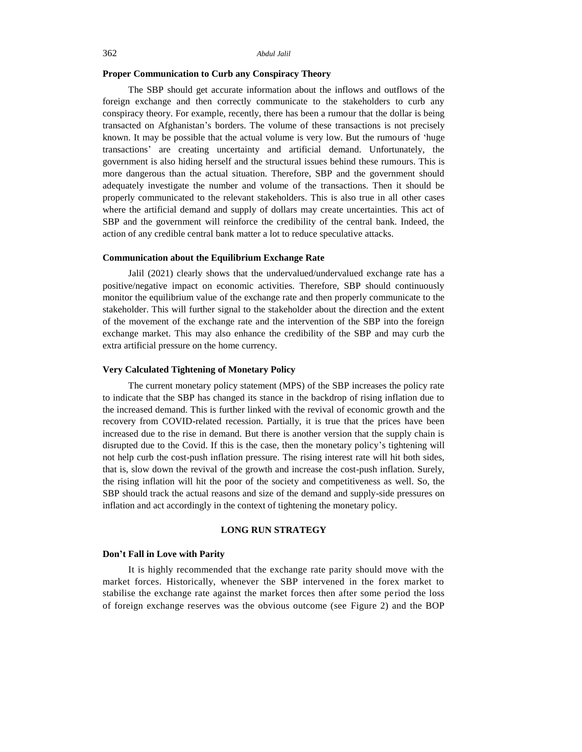### Proper Communication to Curb any Conspiracy Theory

The SBP should get accurate information about the inflows and outflows of the foreign exchange and then correctly communicate to the stakeholders to curb any conspiracy theory. For example, recently, there has been a rumour that the dollar is being transacted on Afghanistan's borders. The volume of these transactions is not precisely known. It may be possible that the actual volume is very low. But the rumours of 'huge transactions' are creating uncertainty and artificial demand. Unfortunately, the government is also hiding herself and the structural issues behind these rumours. This is more dangerous than the actual situation. Therefore, SBP and the government should adequately investigate the number and volume of the transactions. Then it should be properly communicated to the relevant stakeholders. This is also true in all other cases where the artificial demand and supply of dollars may create uncertainties. This act of SBP and the government will reinforce the credibility of the central bank. Indeed, the action of any credible central bank matter a lot to reduce speculative attacks.

### Communication about the Equilibrium Exchange Rate

Jalil (2021) clearly shows that the undervalued/undervalued exchange rate has a positive/negative impact on economic activities. Therefore, SBP should continuously monitor the equilibrium value of the exchange rate and then properly communicate to the stakeholder. This will further signal to the stakeholder about the direction and the extent of the movement of the exchange rate and the intervention of the SBP into the foreign exchange market. This may also enhance the credibility of the SBP and may curb the extra artificial pressure on the home currency.

### Very Calculated Tightening of Monetary Policy

The current monetary policy statement (MPS) of the SBP increases the policy rate to indicate that the SBP has changed its stance in the backdrop of rising inflation due to the increased demand. This is further linked with the revival of economic growth and the recovery from COVID-related recession. Partially, it is true that the prices have been increased due to the rise in demand. But there is another version that the supply chain is disrupted due to the Covid. If this is the case, then the monetary policy's tightening will not help curb the cost-push inflation pressure. The rising interest rate will hit both sides, that is, slow down the revival of the growth and increase the cost-push inflation. Surely, the rising inflation will hit the poor of the society and competitiveness as well. So, the SBP should track the actual reasons and size of the demand and supply-side pressures on inflation and act accordingly in the context of tightening the monetary policy.

## LONG RUN STRATEGY

### Don't Fall in Love with Parity

It is highly recommended that the exchange rate parity should move with the market forces. Historically, whenever the SBP intervened in the forex market to stabilise the exchange rate against the market forces then after some period the loss of foreign exchange reserves was the obvious outcome (see Figure 2) and the BOP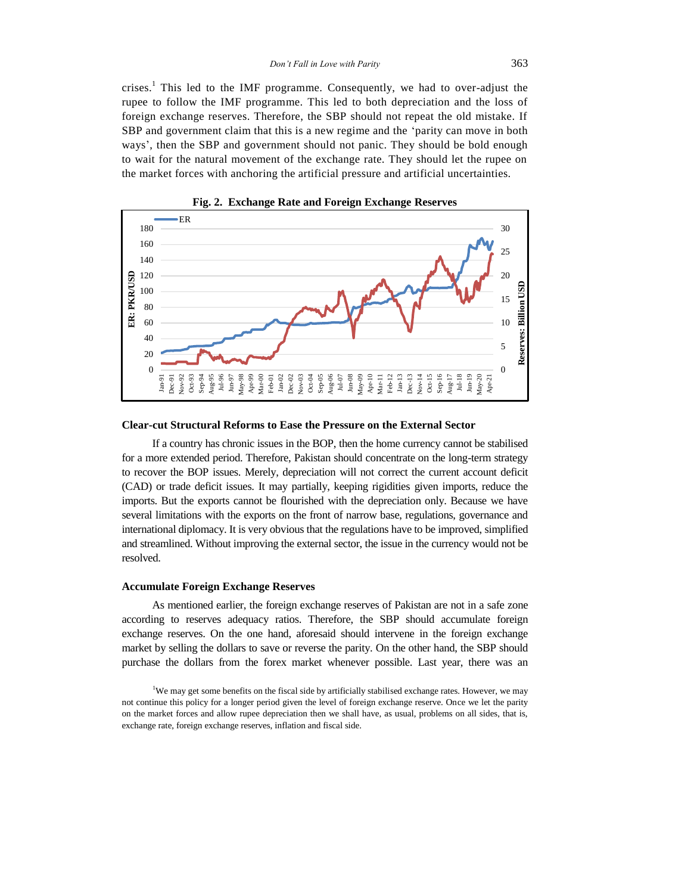crises.[1] This led to the IMF programme. Consequently, we had to over-adjust the rupee to follow the IMF programme. This led to both depreciation and the loss of foreign exchange reserves. Therefore, the SBP should not repeat the old mistake. If SBP and government claim that this is a new regime and the 'parity can move in both ways', then the SBP and government should not panic. They should be bold enough to wait for the natural movement of the exchange rate. They should let the rupee on the market forces with anchoring the artificial pressure and artificial uncertainties.

**Fig. 2. Exchange Rate and Foreign Exchange Reserves**

### Clear-cut Structural Reforms to Ease the Pressure on the External Sector

If a country has chronic issues in the BOP, then the home currency cannot be stabilised for a more extended period. Therefore, Pakistan should concentrate on the long-term strategy to recover the BOP issues. Merely, depreciation will not correct the current account deficit (CAD) or trade deficit issues. It may partially, keeping rigidities given imports, reduce the imports. But the exports cannot be flourished with the depreciation only. Because we have several limitations with the exports on the front of narrow base, regulations, governance and international diplomacy. It is very obvious that the regulations have to be improved, simplified and streamlined. Without improving the external sector, the issue in the currency would not be resolved.

### Accumulate Foreign Exchange Reserves

As mentioned earlier, the foreign exchange reserves of Pakistan are not in a safe zone according to reserves adequacy ratios. Therefore, the SBP should accumulate foreign exchange reserves. On the one hand, aforesaid should intervene in the foreign exchange market by selling the dollars to save or reverse the parity. On the other hand, the SBP should purchase the dollars from the forex market whenever possible. Last year, there was an

[1] We may get some benefits on the fiscal side by artificially stabilised exchange rates. However, we may not continue this policy for a longer period given the level of foreign exchange reserve. Once we let the parity on the market forces and allow rupee depreciation then we shall have, as usual, problems on all sides, that is, exchange rate, foreign exchange reserves, inflation and fiscal side.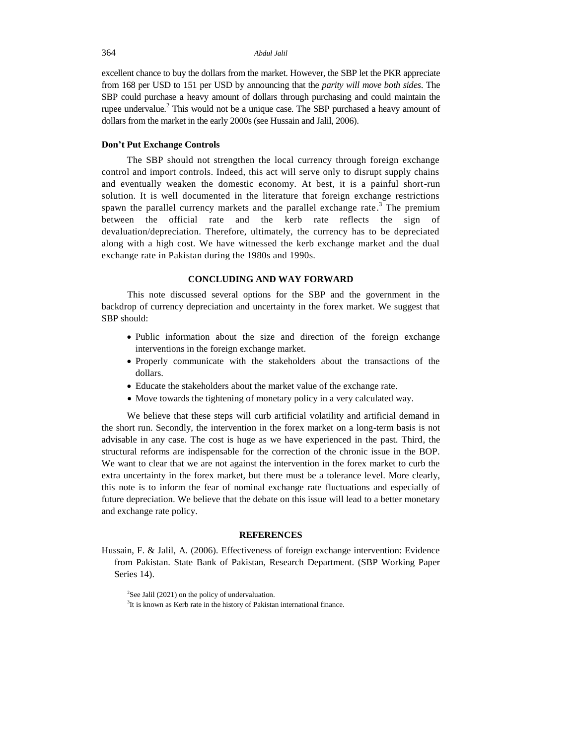excellent chance to buy the dollars from the market. However, the SBP let the PKR appreciate from 168 per USD to 151 per USD by announcing that the *parity will move both sides*. The SBP could purchase a heavy amount of dollars through purchasing and could maintain the rupee undervalue.[2] This would not be a unique case. The SBP purchased a heavy amount of dollars from the market in the early 2000s (see Hussain and Jalil, 2006).

### Don't Put Exchange Controls

The SBP should not strengthen the local currency through foreign exchange control and import controls. Indeed, this act will serve only to disrupt supply chains and eventually weaken the domestic economy. At best, it is a painful short-run solution. It is well documented in the literature that foreign exchange restrictions spawn the parallel currency markets and the parallel exchange rate.[3] The premium between the official rate and the kerb rate reflects the sign of devaluation/depreciation. Therefore, ultimately, the currency has to be depreciated along with a high cost. We have witnessed the kerb exchange market and the dual exchange rate in Pakistan during the 1980s and 1990s.

## CONCLUDING AND WAY FORWARD

This note discussed several options for the SBP and the government in the backdrop of currency depreciation and uncertainty in the forex market. We suggest that SBP should:

- Public information about the size and direction of the foreign exchange interventions in the foreign exchange market.
- Properly communicate with the stakeholders about the transactions of the dollars.
- Educate the stakeholders about the market value of the exchange rate.
- Move towards the tightening of monetary policy in a very calculated way.

We believe that these steps will curb artificial volatility and artificial demand in the short run. Secondly, the intervention in the forex market on a long-term basis is not advisable in any case. The cost is huge as we have experienced in the past. Third, the structural reforms are indispensable for the correction of the chronic issue in the BOP. We want to clear that we are not against the intervention in the forex market to curb the extra uncertainty in the forex market, but there must be a tolerance level. More clearly, this note is to inform the fear of nominal exchange rate fluctuations and especially of future depreciation. We believe that the debate on this issue will lead to a better monetary and exchange rate policy.

## REFERENCES

Hussain, F. & Jalil, A. (2006). Effectiveness of foreign exchange intervention: Evidence from Pakistan. State Bank of Pakistan, Research Department. (SBP Working Paper Series 14).

[2]See Jalil (2021) on the policy of undervaluation.

[3]It is known as Kerb rate in the history of Pakistan international finance.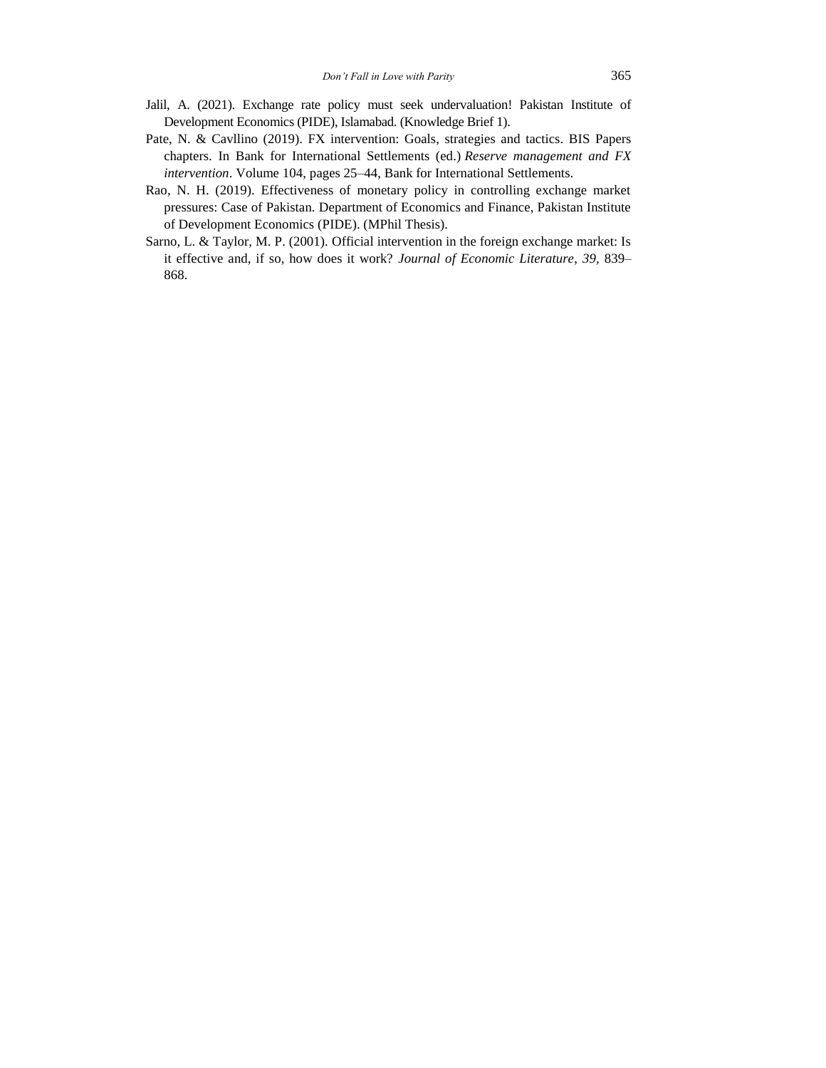Jalil, A. (2021). Exchange rate policy must seek undervaluation! Pakistan Institute of Development Economics (PIDE), Islamabad. (Knowledge Brief 1).

Pate, N. & Cavllino (2019). FX intervention: Goals, strategies and tactics. BIS Papers chapters. In Bank for International Settlements (ed.) *Reserve management and FX intervention*. Volume 104, pages 25–44, Bank for International Settlements.

Rao, N. H. (2019). Effectiveness of monetary policy in controlling exchange market pressures: Case of Pakistan. Department of Economics and Finance, Pakistan Institute of Development Economics (PIDE). (MPhil Thesis).

Sarno, L. & Taylor, M. P. (2001). Official intervention in the foreign exchange market: Is it effective and, if so, how does it work? *Journal of Economic Literature*, *39,* 839–868.